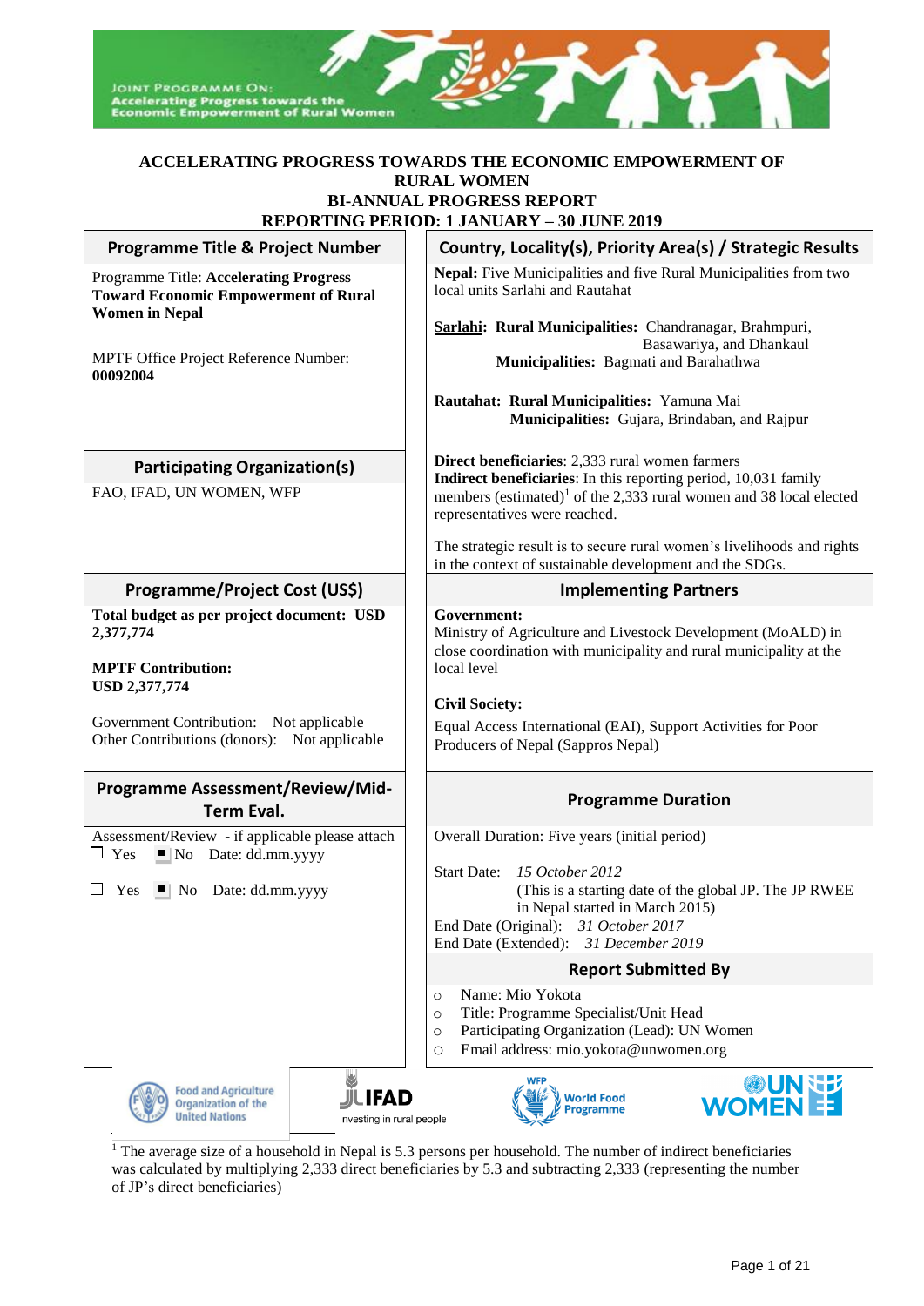JOINT PROGRAMME ON: Accelerating Progress towards the Economic Empowerment of Rural Women

# ACCELERATING PROGRESS TOWARDS THE ECONOMIC EMPOWERMENT OF RURAL WOMEN
## BI-ANNUAL PROGRESS REPORT
## REPORTING PERIOD: 1 JANUARY – 30 JUNE 2019

| Programme Title & Project Number | Country, Locality(s), Priority Area(s) / Strategic Results |
|---|---|
| Programme Title: **Accelerating Progress Toward Economic Empowerment of Rural Women in Nepal**<br><br>MPTF Office Project Reference Number: **00092004** | **Nepal:** Five Municipalities and five Rural Municipalities from two local units Sarlahi and Rautahat<br><br>**Sarlahi: Rural Municipalities:** Chandranagar, Brahmpuri, Basawariya, and Dhankaul<br>**Municipalities:** Bagmati and Barahathwa<br><br>**Rautahat: Rural Municipalities:** Yamuna Mai<br>**Municipalities:** Gujara, Brindaban, and Rajpur |
| **Participating Organization(s)** | |
| FAO, IFAD, UN WOMEN, WFP | **Direct beneficiaries**: 2,333 rural women farmers<br>**Indirect beneficiaries**: In this reporting period, 10,031 family members (estimated)[1] of the 2,333 rural women and 38 local elected representatives were reached.<br><br>The strategic result is to secure rural women's livelihoods and rights in the context of sustainable development and the SDGs. |
| **Programme/Project Cost (US$)** | **Implementing Partners** |
| **Total budget as per project document: USD 2,377,774**<br><br>**MPTF Contribution: USD 2,377,774**<br><br>Government Contribution: Not applicable<br>Other Contributions (donors): Not applicable | **Government:**<br>Ministry of Agriculture and Livestock Development (MoALD) in close coordination with municipality and rural municipality at the local level<br><br>**Civil Society:**<br>Equal Access International (EAI), Support Activities for Poor Producers of Nepal (Sappros Nepal) |
| **Programme Assessment/Review/Mid-Term Eval.** | **Programme Duration** |
| Assessment/Review - if applicable please attach<br>☐ Yes ■ No Date: dd.mm.yyyy<br><br>☐ Yes ■ No Date: dd.mm.yyyy | Overall Duration: Five years (initial period)<br><br>Start Date: *15 October 2012*<br>(This is a starting date of the global JP. The JP RWEE in Nepal started in March 2015)<br>End Date (Original): *31 October 2017*<br>End Date (Extended): *31 December 2019* |
| | **Report Submitted By** |
| | ○ Name: Mio Yokota<br>○ Title: Programme Specialist/Unit Head<br>○ Participating Organization (Lead): UN Women<br>○ Email address: mio.yokota@unwomen.org |

Food and Agriculture Organization of the United Nations | IFAD Investing in rural people | WFP World Food Programme | UN WOMEN

[1] The average size of a household in Nepal is 5.3 persons per household. The number of indirect beneficiaries was calculated by multiplying 2,333 direct beneficiaries by 5.3 and subtracting 2,333 (representing the number of JP's direct beneficiaries)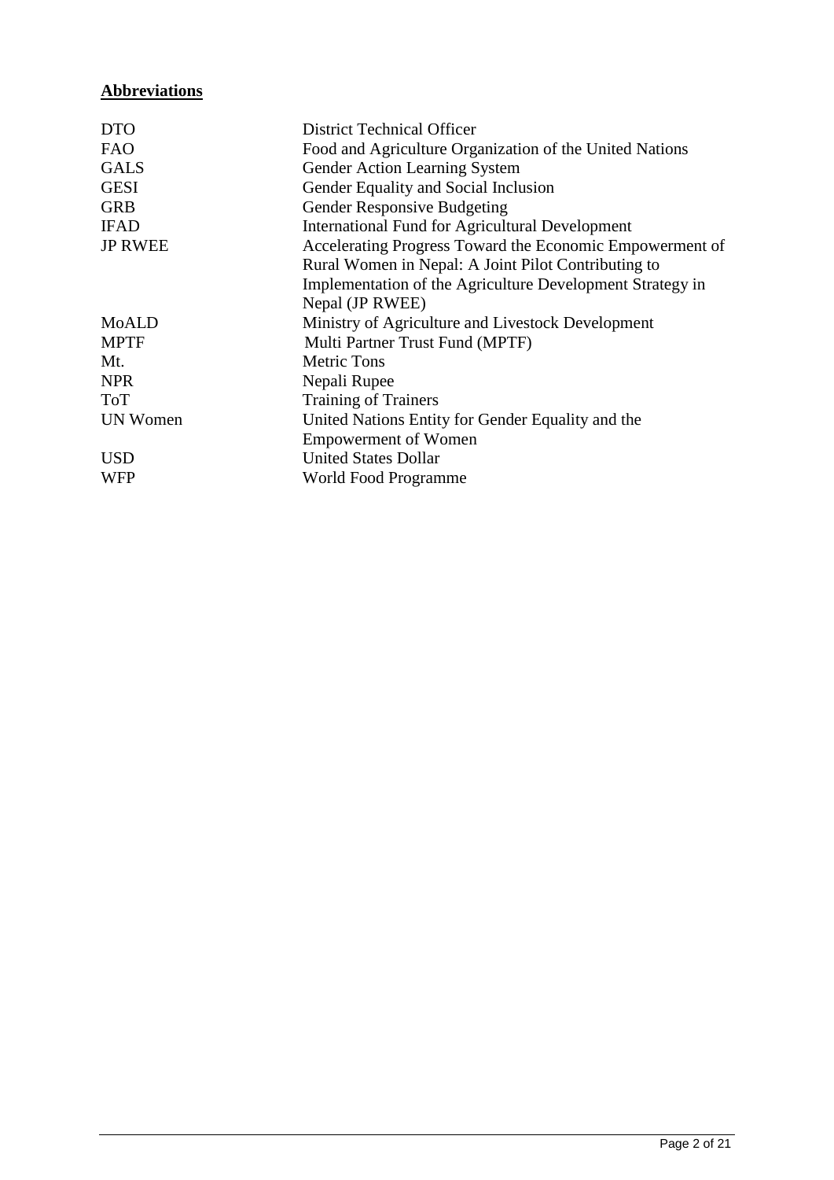**Abbreviations**

| | |
|---|---|
| DTO | District Technical Officer |
| FAO | Food and Agriculture Organization of the United Nations |
| GALS | Gender Action Learning System |
| GESI | Gender Equality and Social Inclusion |
| GRB | Gender Responsive Budgeting |
| IFAD | International Fund for Agricultural Development |
| JP RWEE | Accelerating Progress Toward the Economic Empowerment of Rural Women in Nepal: A Joint Pilot Contributing to Implementation of the Agriculture Development Strategy in Nepal (JP RWEE) |
| MoALD | Ministry of Agriculture and Livestock Development |
| MPTF | Multi Partner Trust Fund (MPTF) |
| Mt. | Metric Tons |
| NPR | Nepali Rupee |
| ToT | Training of Trainers |
| UN Women | United Nations Entity for Gender Equality and the Empowerment of Women |
| USD | United States Dollar |
| WFP | World Food Programme |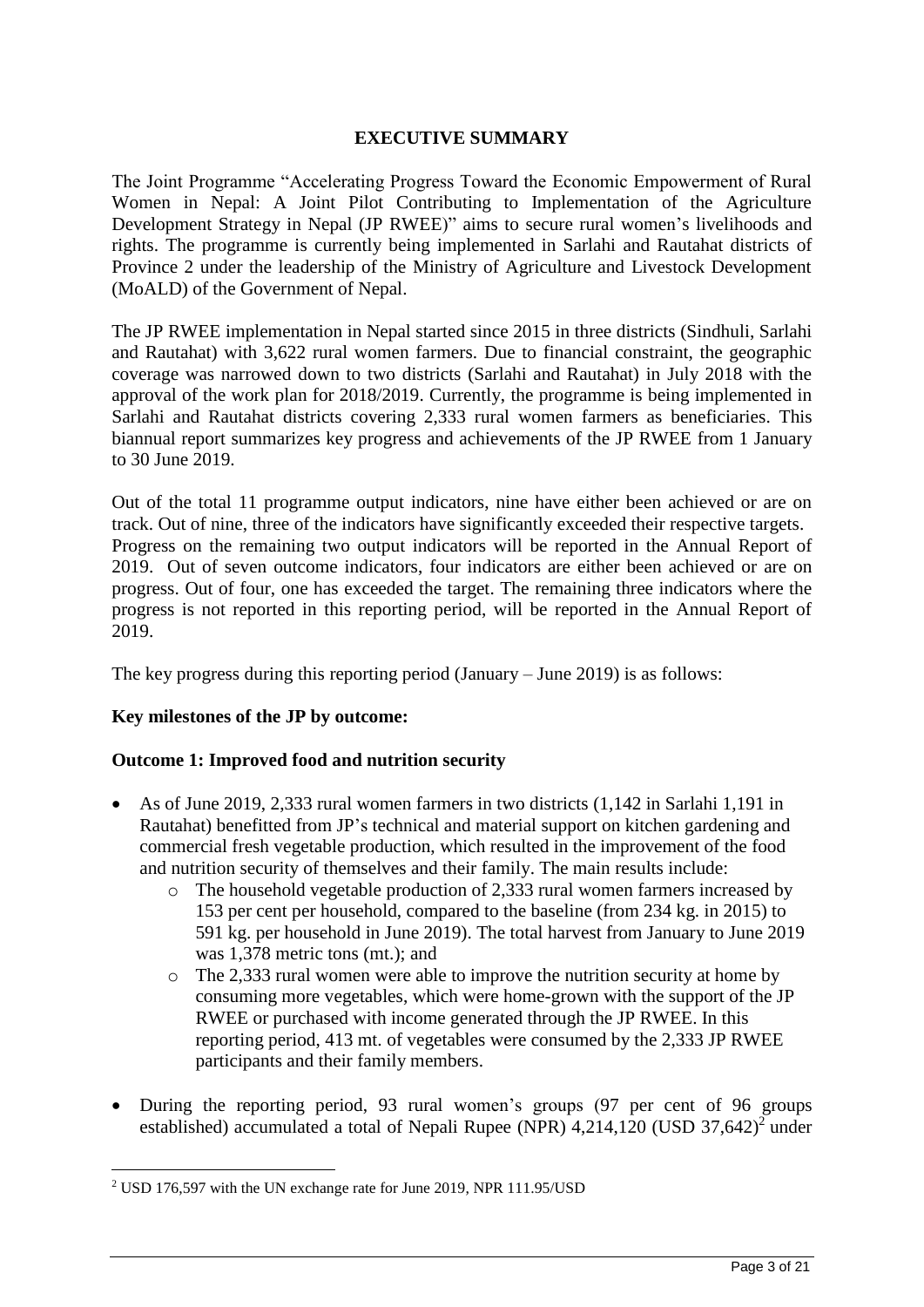## EXECUTIVE SUMMARY

The Joint Programme "Accelerating Progress Toward the Economic Empowerment of Rural Women in Nepal: A Joint Pilot Contributing to Implementation of the Agriculture Development Strategy in Nepal (JP RWEE)" aims to secure rural women's livelihoods and rights. The programme is currently being implemented in Sarlahi and Rautahat districts of Province 2 under the leadership of the Ministry of Agriculture and Livestock Development (MoALD) of the Government of Nepal.

The JP RWEE implementation in Nepal started since 2015 in three districts (Sindhuli, Sarlahi and Rautahat) with 3,622 rural women farmers. Due to financial constraint, the geographic coverage was narrowed down to two districts (Sarlahi and Rautahat) in July 2018 with the approval of the work plan for 2018/2019. Currently, the programme is being implemented in Sarlahi and Rautahat districts covering 2,333 rural women farmers as beneficiaries. This biannual report summarizes key progress and achievements of the JP RWEE from 1 January to 30 June 2019.

Out of the total 11 programme output indicators, nine have either been achieved or are on track. Out of nine, three of the indicators have significantly exceeded their respective targets. Progress on the remaining two output indicators will be reported in the Annual Report of 2019. Out of seven outcome indicators, four indicators are either been achieved or are on progress. Out of four, one has exceeded the target. The remaining three indicators where the progress is not reported in this reporting period, will be reported in the Annual Report of 2019.

The key progress during this reporting period (January – June 2019) is as follows:

**Key milestones of the JP by outcome:**

**Outcome 1: Improved food and nutrition security**

- As of June 2019, 2,333 rural women farmers in two districts (1,142 in Sarlahi 1,191 in Rautahat) benefitted from JP's technical and material support on kitchen gardening and commercial fresh vegetable production, which resulted in the improvement of the food and nutrition security of themselves and their family. The main results include:
  - The household vegetable production of 2,333 rural women farmers increased by 153 per cent per household, compared to the baseline (from 234 kg. in 2015) to 591 kg. per household in June 2019). The total harvest from January to June 2019 was 1,378 metric tons (mt.); and
  - The 2,333 rural women were able to improve the nutrition security at home by consuming more vegetables, which were home-grown with the support of the JP RWEE or purchased with income generated through the JP RWEE. In this reporting period, 413 mt. of vegetables were consumed by the 2,333 JP RWEE participants and their family members.
- During the reporting period, 93 rural women's groups (97 per cent of 96 groups established) accumulated a total of Nepali Rupee (NPR) 4,214,120 (USD 37,642)[2] under

---

[2] USD 176,597 with the UN exchange rate for June 2019, NPR 111.95/USD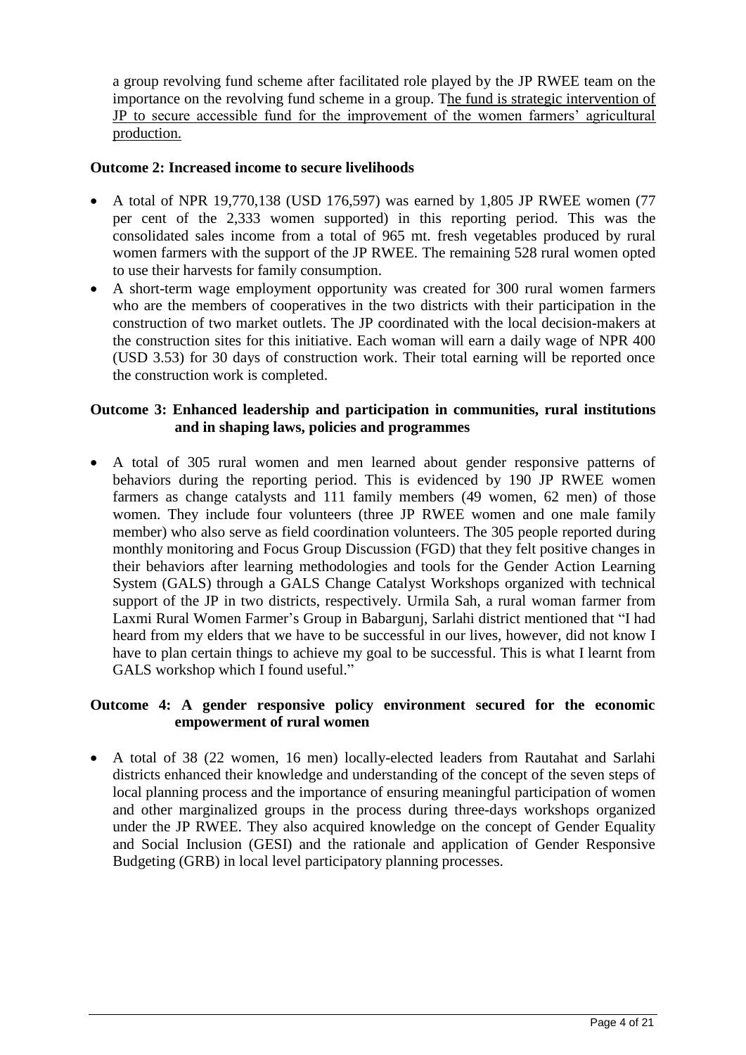a group revolving fund scheme after facilitated role played by the JP RWEE team on the importance on the revolving fund scheme in a group. The fund is strategic intervention of JP to secure accessible fund for the improvement of the women farmers' agricultural production.

**Outcome 2: Increased income to secure livelihoods**

- A total of NPR 19,770,138 (USD 176,597) was earned by 1,805 JP RWEE women (77 per cent of the 2,333 women supported) in this reporting period. This was the consolidated sales income from a total of 965 mt. fresh vegetables produced by rural women farmers with the support of the JP RWEE. The remaining 528 rural women opted to use their harvests for family consumption.
- A short-term wage employment opportunity was created for 300 rural women farmers who are the members of cooperatives in the two districts with their participation in the construction of two market outlets. The JP coordinated with the local decision-makers at the construction sites for this initiative. Each woman will earn a daily wage of NPR 400 (USD 3.53) for 30 days of construction work. Their total earning will be reported once the construction work is completed.

**Outcome 3: Enhanced leadership and participation in communities, rural institutions and in shaping laws, policies and programmes**

- A total of 305 rural women and men learned about gender responsive patterns of behaviors during the reporting period. This is evidenced by 190 JP RWEE women farmers as change catalysts and 111 family members (49 women, 62 men) of those women. They include four volunteers (three JP RWEE women and one male family member) who also serve as field coordination volunteers. The 305 people reported during monthly monitoring and Focus Group Discussion (FGD) that they felt positive changes in their behaviors after learning methodologies and tools for the Gender Action Learning System (GALS) through a GALS Change Catalyst Workshops organized with technical support of the JP in two districts, respectively. Urmila Sah, a rural woman farmer from Laxmi Rural Women Farmer's Group in Babargunj, Sarlahi district mentioned that "I had heard from my elders that we have to be successful in our lives, however, did not know I have to plan certain things to achieve my goal to be successful. This is what I learnt from GALS workshop which I found useful."

**Outcome 4: A gender responsive policy environment secured for the economic empowerment of rural women**

- A total of 38 (22 women, 16 men) locally-elected leaders from Rautahat and Sarlahi districts enhanced their knowledge and understanding of the concept of the seven steps of local planning process and the importance of ensuring meaningful participation of women and other marginalized groups in the process during three-days workshops organized under the JP RWEE. They also acquired knowledge on the concept of Gender Equality and Social Inclusion (GESI) and the rationale and application of Gender Responsive Budgeting (GRB) in local level participatory planning processes.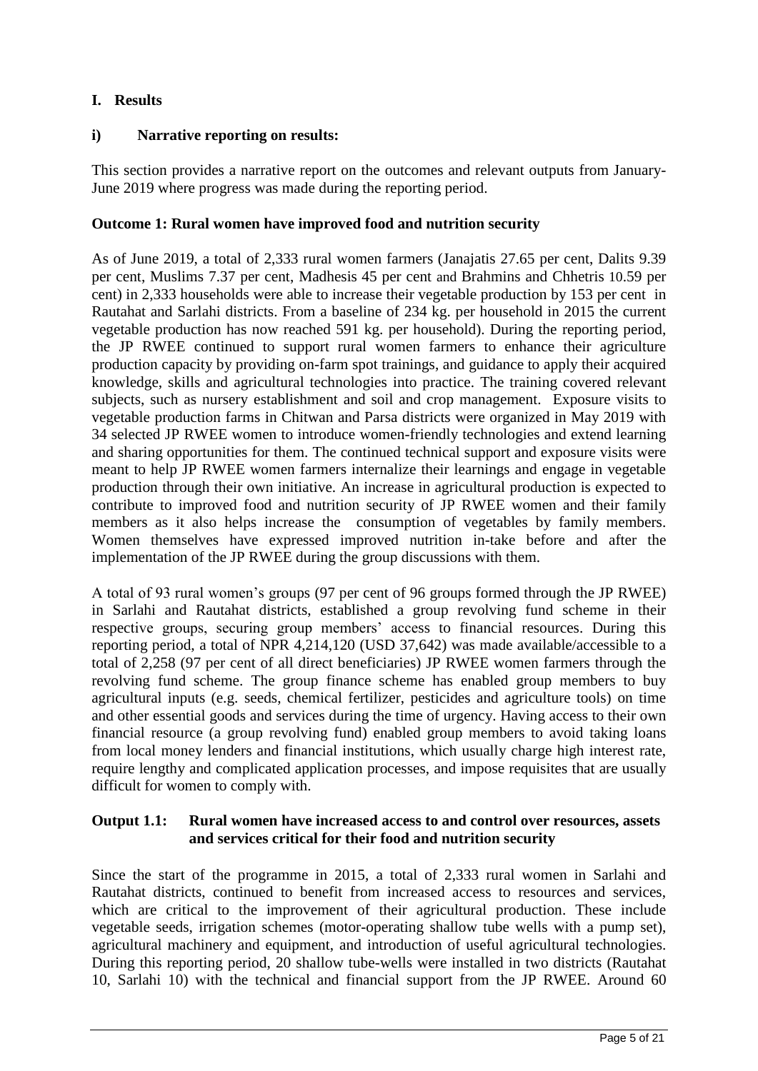# I. Results

## i) Narrative reporting on results:

This section provides a narrative report on the outcomes and relevant outputs from January-June 2019 where progress was made during the reporting period.

### Outcome 1: Rural women have improved food and nutrition security

As of June 2019, a total of 2,333 rural women farmers (Janajatis 27.65 per cent, Dalits 9.39 per cent, Muslims 7.37 per cent, Madhesis 45 per cent and Brahmins and Chhetris 10.59 per cent) in 2,333 households were able to increase their vegetable production by 153 per cent in Rautahat and Sarlahi districts. From a baseline of 234 kg. per household in 2015 the current vegetable production has now reached 591 kg. per household). During the reporting period, the JP RWEE continued to support rural women farmers to enhance their agriculture production capacity by providing on-farm spot trainings, and guidance to apply their acquired knowledge, skills and agricultural technologies into practice. The training covered relevant subjects, such as nursery establishment and soil and crop management. Exposure visits to vegetable production farms in Chitwan and Parsa districts were organized in May 2019 with 34 selected JP RWEE women to introduce women-friendly technologies and extend learning and sharing opportunities for them. The continued technical support and exposure visits were meant to help JP RWEE women farmers internalize their learnings and engage in vegetable production through their own initiative. An increase in agricultural production is expected to contribute to improved food and nutrition security of JP RWEE women and their family members as it also helps increase the consumption of vegetables by family members. Women themselves have expressed improved nutrition in-take before and after the implementation of the JP RWEE during the group discussions with them.

A total of 93 rural women's groups (97 per cent of 96 groups formed through the JP RWEE) in Sarlahi and Rautahat districts, established a group revolving fund scheme in their respective groups, securing group members' access to financial resources. During this reporting period, a total of NPR 4,214,120 (USD 37,642) was made available/accessible to a total of 2,258 (97 per cent of all direct beneficiaries) JP RWEE women farmers through the revolving fund scheme. The group finance scheme has enabled group members to buy agricultural inputs (e.g. seeds, chemical fertilizer, pesticides and agriculture tools) on time and other essential goods and services during the time of urgency. Having access to their own financial resource (a group revolving fund) enabled group members to avoid taking loans from local money lenders and financial institutions, which usually charge high interest rate, require lengthy and complicated application processes, and impose requisites that are usually difficult for women to comply with.

### Output 1.1: Rural women have increased access to and control over resources, assets and services critical for their food and nutrition security

Since the start of the programme in 2015, a total of 2,333 rural women in Sarlahi and Rautahat districts, continued to benefit from increased access to resources and services, which are critical to the improvement of their agricultural production. These include vegetable seeds, irrigation schemes (motor-operating shallow tube wells with a pump set), agricultural machinery and equipment, and introduction of useful agricultural technologies. During this reporting period, 20 shallow tube-wells were installed in two districts (Rautahat 10, Sarlahi 10) with the technical and financial support from the JP RWEE. Around 60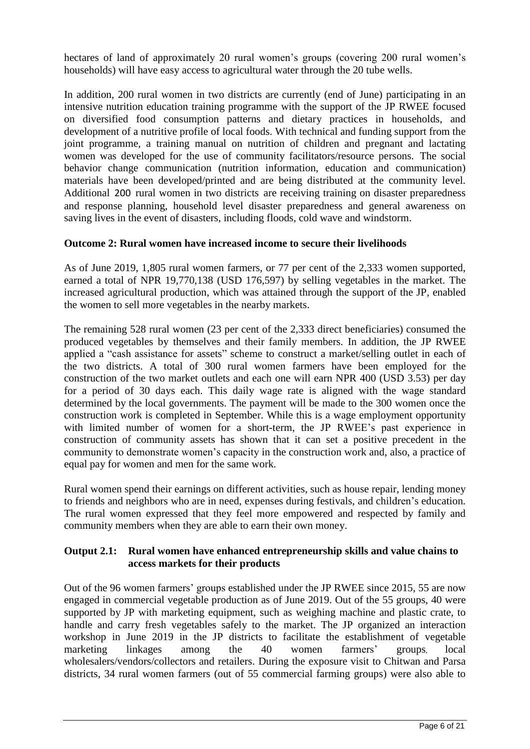hectares of land of approximately 20 rural women's groups (covering 200 rural women's households) will have easy access to agricultural water through the 20 tube wells.

In addition, 200 rural women in two districts are currently (end of June) participating in an intensive nutrition education training programme with the support of the JP RWEE focused on diversified food consumption patterns and dietary practices in households, and development of a nutritive profile of local foods. With technical and funding support from the joint programme, a training manual on nutrition of children and pregnant and lactating women was developed for the use of community facilitators/resource persons. The social behavior change communication (nutrition information, education and communication) materials have been developed/printed and are being distributed at the community level. Additional 200 rural women in two districts are receiving training on disaster preparedness and response planning, household level disaster preparedness and general awareness on saving lives in the event of disasters, including floods, cold wave and windstorm.

**Outcome 2: Rural women have increased income to secure their livelihoods**

As of June 2019, 1,805 rural women farmers, or 77 per cent of the 2,333 women supported, earned a total of NPR 19,770,138 (USD 176,597) by selling vegetables in the market. The increased agricultural production, which was attained through the support of the JP, enabled the women to sell more vegetables in the nearby markets.

The remaining 528 rural women (23 per cent of the 2,333 direct beneficiaries) consumed the produced vegetables by themselves and their family members. In addition, the JP RWEE applied a "cash assistance for assets" scheme to construct a market/selling outlet in each of the two districts. A total of 300 rural women farmers have been employed for the construction of the two market outlets and each one will earn NPR 400 (USD 3.53) per day for a period of 30 days each. This daily wage rate is aligned with the wage standard determined by the local governments. The payment will be made to the 300 women once the construction work is completed in September. While this is a wage employment opportunity with limited number of women for a short-term, the JP RWEE's past experience in construction of community assets has shown that it can set a positive precedent in the community to demonstrate women's capacity in the construction work and, also, a practice of equal pay for women and men for the same work.

Rural women spend their earnings on different activities, such as house repair, lending money to friends and neighbors who are in need, expenses during festivals, and children's education. The rural women expressed that they feel more empowered and respected by family and community members when they are able to earn their own money.

**Output 2.1: Rural women have enhanced entrepreneurship skills and value chains to access markets for their products**

Out of the 96 women farmers' groups established under the JP RWEE since 2015, 55 are now engaged in commercial vegetable production as of June 2019. Out of the 55 groups, 40 were supported by JP with marketing equipment, such as weighing machine and plastic crate, to handle and carry fresh vegetables safely to the market. The JP organized an interaction workshop in June 2019 in the JP districts to facilitate the establishment of vegetable marketing linkages among the 40 women farmers' groups, local wholesalers/vendors/collectors and retailers. During the exposure visit to Chitwan and Parsa districts, 34 rural women farmers (out of 55 commercial farming groups) were also able to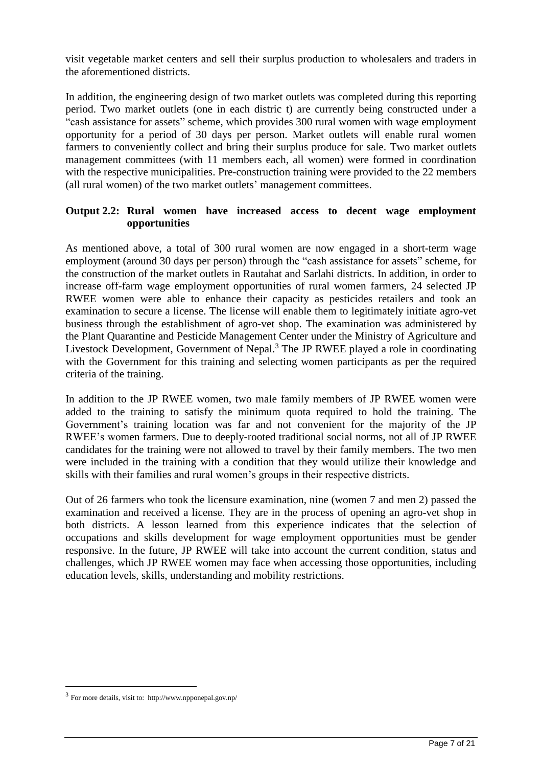visit vegetable market centers and sell their surplus production to wholesalers and traders in the aforementioned districts.

In addition, the engineering design of two market outlets was completed during this reporting period. Two market outlets (one in each distric t) are currently being constructed under a "cash assistance for assets" scheme, which provides 300 rural women with wage employment opportunity for a period of 30 days per person. Market outlets will enable rural women farmers to conveniently collect and bring their surplus produce for sale. Two market outlets management committees (with 11 members each, all women) were formed in coordination with the respective municipalities. Pre-construction training were provided to the 22 members (all rural women) of the two market outlets' management committees.

### Output 2.2: Rural women have increased access to decent wage employment opportunities

As mentioned above, a total of 300 rural women are now engaged in a short-term wage employment (around 30 days per person) through the "cash assistance for assets" scheme, for the construction of the market outlets in Rautahat and Sarlahi districts. In addition, in order to increase off-farm wage employment opportunities of rural women farmers, 24 selected JP RWEE women were able to enhance their capacity as pesticides retailers and took an examination to secure a license. The license will enable them to legitimately initiate agro-vet business through the establishment of agro-vet shop. The examination was administered by the Plant Quarantine and Pesticide Management Center under the Ministry of Agriculture and Livestock Development, Government of Nepal.[3] The JP RWEE played a role in coordinating with the Government for this training and selecting women participants as per the required criteria of the training.

In addition to the JP RWEE women, two male family members of JP RWEE women were added to the training to satisfy the minimum quota required to hold the training. The Government's training location was far and not convenient for the majority of the JP RWEE's women farmers. Due to deeply-rooted traditional social norms, not all of JP RWEE candidates for the training were not allowed to travel by their family members. The two men were included in the training with a condition that they would utilize their knowledge and skills with their families and rural women's groups in their respective districts.

Out of 26 farmers who took the licensure examination, nine (women 7 and men 2) passed the examination and received a license. They are in the process of opening an agro-vet shop in both districts. A lesson learned from this experience indicates that the selection of occupations and skills development for wage employment opportunities must be gender responsive. In the future, JP RWEE will take into account the current condition, status and challenges, which JP RWEE women may face when accessing those opportunities, including education levels, skills, understanding and mobility restrictions.

---

[3] For more details, visit to: http://www.npponepal.gov.np/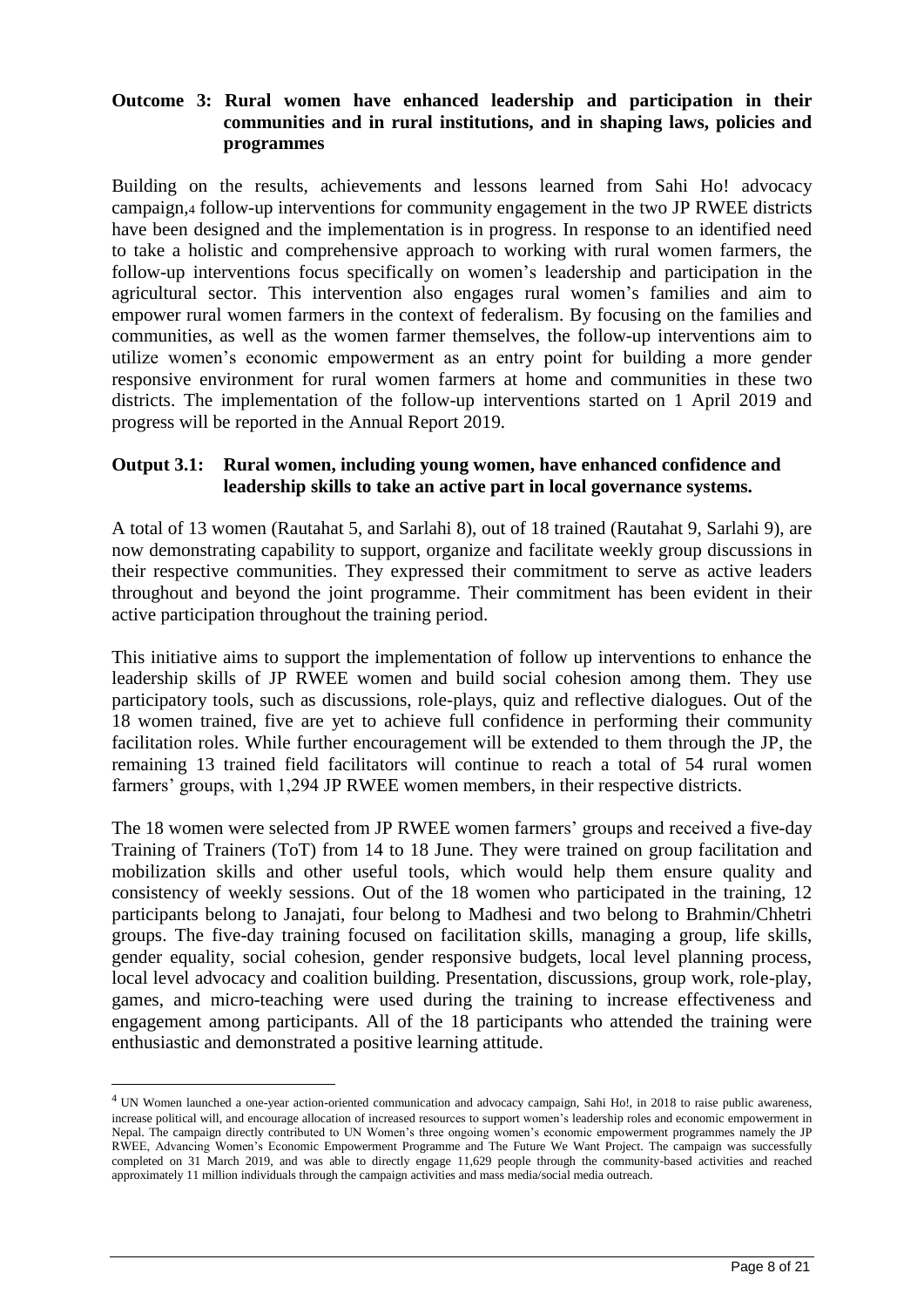**Outcome 3: Rural women have enhanced leadership and participation in their communities and in rural institutions, and in shaping laws, policies and programmes**

Building on the results, achievements and lessons learned from Sahi Ho! advocacy campaign,[4] follow-up interventions for community engagement in the two JP RWEE districts have been designed and the implementation is in progress. In response to an identified need to take a holistic and comprehensive approach to working with rural women farmers, the follow-up interventions focus specifically on women's leadership and participation in the agricultural sector. This intervention also engages rural women's families and aim to empower rural women farmers in the context of federalism. By focusing on the families and communities, as well as the women farmer themselves, the follow-up interventions aim to utilize women's economic empowerment as an entry point for building a more gender responsive environment for rural women farmers at home and communities in these two districts. The implementation of the follow-up interventions started on 1 April 2019 and progress will be reported in the Annual Report 2019.

**Output 3.1: Rural women, including young women, have enhanced confidence and leadership skills to take an active part in local governance systems.**

A total of 13 women (Rautahat 5, and Sarlahi 8), out of 18 trained (Rautahat 9, Sarlahi 9), are now demonstrating capability to support, organize and facilitate weekly group discussions in their respective communities. They expressed their commitment to serve as active leaders throughout and beyond the joint programme. Their commitment has been evident in their active participation throughout the training period.

This initiative aims to support the implementation of follow up interventions to enhance the leadership skills of JP RWEE women and build social cohesion among them. They use participatory tools, such as discussions, role-plays, quiz and reflective dialogues. Out of the 18 women trained, five are yet to achieve full confidence in performing their community facilitation roles. While further encouragement will be extended to them through the JP, the remaining 13 trained field facilitators will continue to reach a total of 54 rural women farmers' groups, with 1,294 JP RWEE women members, in their respective districts.

The 18 women were selected from JP RWEE women farmers' groups and received a five-day Training of Trainers (ToT) from 14 to 18 June. They were trained on group facilitation and mobilization skills and other useful tools, which would help them ensure quality and consistency of weekly sessions. Out of the 18 women who participated in the training, 12 participants belong to Janajati, four belong to Madhesi and two belong to Brahmin/Chhetri groups. The five-day training focused on facilitation skills, managing a group, life skills, gender equality, social cohesion, gender responsive budgets, local level planning process, local level advocacy and coalition building. Presentation, discussions, group work, role-play, games, and micro-teaching were used during the training to increase effectiveness and engagement among participants. All of the 18 participants who attended the training were enthusiastic and demonstrated a positive learning attitude.

---

[4] UN Women launched a one-year action-oriented communication and advocacy campaign, Sahi Ho!, in 2018 to raise public awareness, increase political will, and encourage allocation of increased resources to support women's leadership roles and economic empowerment in Nepal. The campaign directly contributed to UN Women's three ongoing women's economic empowerment programmes namely the JP RWEE, Advancing Women's Economic Empowerment Programme and The Future We Want Project. The campaign was successfully completed on 31 March 2019, and was able to directly engage 11,629 people through the community-based activities and reached approximately 11 million individuals through the campaign activities and mass media/social media outreach.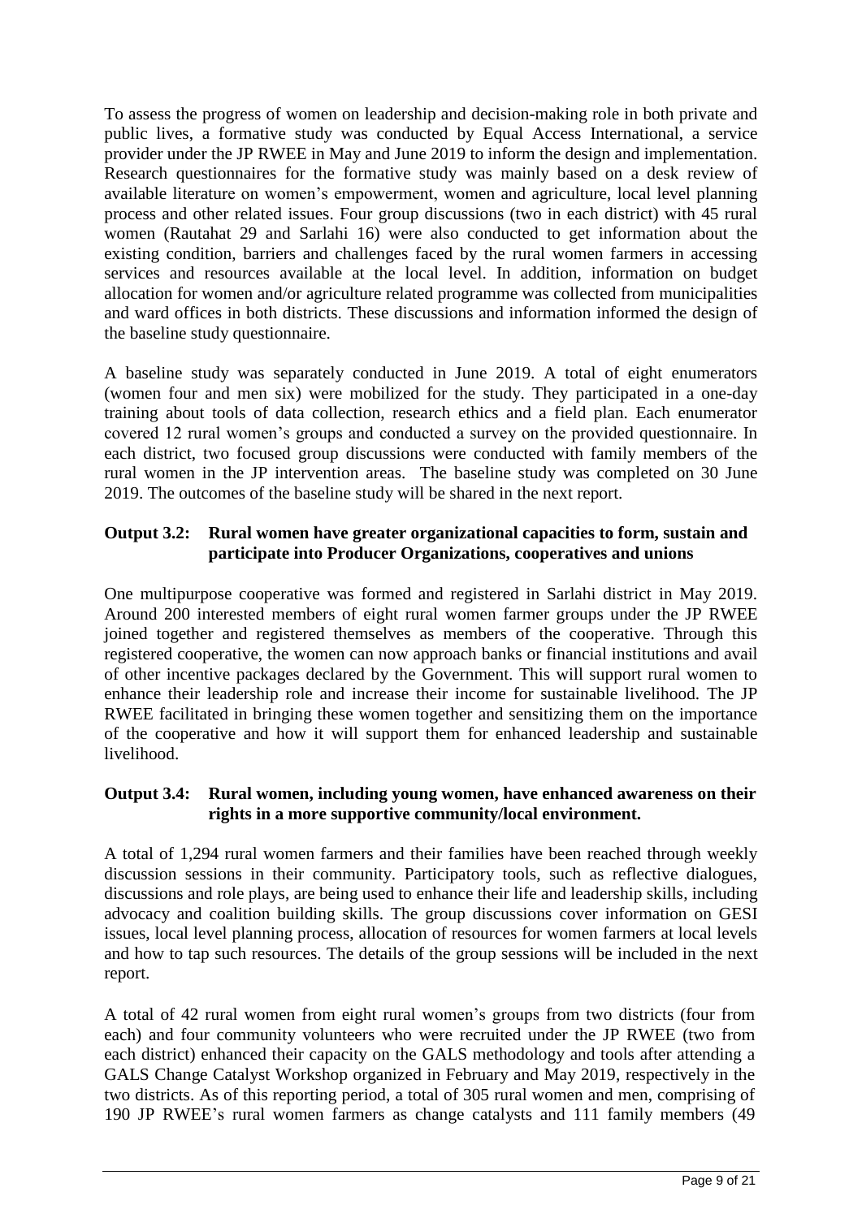To assess the progress of women on leadership and decision-making role in both private and public lives, a formative study was conducted by Equal Access International, a service provider under the JP RWEE in May and June 2019 to inform the design and implementation. Research questionnaires for the formative study was mainly based on a desk review of available literature on women's empowerment, women and agriculture, local level planning process and other related issues. Four group discussions (two in each district) with 45 rural women (Rautahat 29 and Sarlahi 16) were also conducted to get information about the existing condition, barriers and challenges faced by the rural women farmers in accessing services and resources available at the local level. In addition, information on budget allocation for women and/or agriculture related programme was collected from municipalities and ward offices in both districts. These discussions and information informed the design of the baseline study questionnaire.

A baseline study was separately conducted in June 2019. A total of eight enumerators (women four and men six) were mobilized for the study. They participated in a one-day training about tools of data collection, research ethics and a field plan. Each enumerator covered 12 rural women's groups and conducted a survey on the provided questionnaire. In each district, two focused group discussions were conducted with family members of the rural women in the JP intervention areas. The baseline study was completed on 30 June 2019. The outcomes of the baseline study will be shared in the next report.

**Output 3.2: Rural women have greater organizational capacities to form, sustain and participate into Producer Organizations, cooperatives and unions**

One multipurpose cooperative was formed and registered in Sarlahi district in May 2019. Around 200 interested members of eight rural women farmer groups under the JP RWEE joined together and registered themselves as members of the cooperative. Through this registered cooperative, the women can now approach banks or financial institutions and avail of other incentive packages declared by the Government. This will support rural women to enhance their leadership role and increase their income for sustainable livelihood. The JP RWEE facilitated in bringing these women together and sensitizing them on the importance of the cooperative and how it will support them for enhanced leadership and sustainable livelihood.

**Output 3.4: Rural women, including young women, have enhanced awareness on their rights in a more supportive community/local environment.**

A total of 1,294 rural women farmers and their families have been reached through weekly discussion sessions in their community. Participatory tools, such as reflective dialogues, discussions and role plays, are being used to enhance their life and leadership skills, including advocacy and coalition building skills. The group discussions cover information on GESI issues, local level planning process, allocation of resources for women farmers at local levels and how to tap such resources. The details of the group sessions will be included in the next report.

A total of 42 rural women from eight rural women's groups from two districts (four from each) and four community volunteers who were recruited under the JP RWEE (two from each district) enhanced their capacity on the GALS methodology and tools after attending a GALS Change Catalyst Workshop organized in February and May 2019, respectively in the two districts. As of this reporting period, a total of 305 rural women and men, comprising of 190 JP RWEE's rural women farmers as change catalysts and 111 family members (49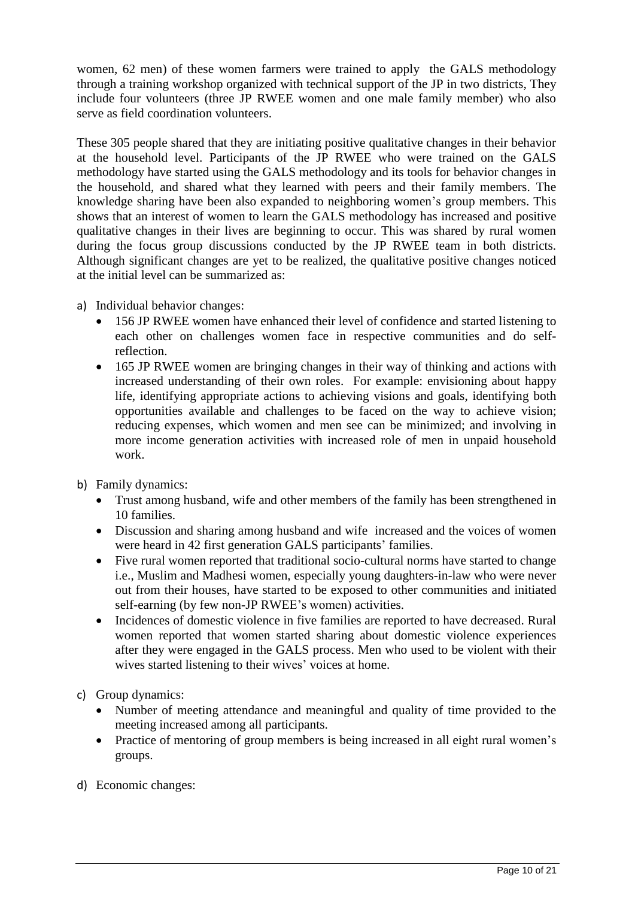women, 62 men) of these women farmers were trained to apply the GALS methodology through a training workshop organized with technical support of the JP in two districts, They include four volunteers (three JP RWEE women and one male family member) who also serve as field coordination volunteers.

These 305 people shared that they are initiating positive qualitative changes in their behavior at the household level. Participants of the JP RWEE who were trained on the GALS methodology have started using the GALS methodology and its tools for behavior changes in the household, and shared what they learned with peers and their family members. The knowledge sharing have been also expanded to neighboring women's group members. This shows that an interest of women to learn the GALS methodology has increased and positive qualitative changes in their lives are beginning to occur. This was shared by rural women during the focus group discussions conducted by the JP RWEE team in both districts. Although significant changes are yet to be realized, the qualitative positive changes noticed at the initial level can be summarized as:

a) Individual behavior changes:
   - 156 JP RWEE women have enhanced their level of confidence and started listening to each other on challenges women face in respective communities and do self-reflection.
   - 165 JP RWEE women are bringing changes in their way of thinking and actions with increased understanding of their own roles. For example: envisioning about happy life, identifying appropriate actions to achieving visions and goals, identifying both opportunities available and challenges to be faced on the way to achieve vision; reducing expenses, which women and men see can be minimized; and involving in more income generation activities with increased role of men in unpaid household work.

b) Family dynamics:
   - Trust among husband, wife and other members of the family has been strengthened in 10 families.
   - Discussion and sharing among husband and wife increased and the voices of women were heard in 42 first generation GALS participants' families.
   - Five rural women reported that traditional socio-cultural norms have started to change i.e., Muslim and Madhesi women, especially young daughters-in-law who were never out from their houses, have started to be exposed to other communities and initiated self-earning (by few non-JP RWEE's women) activities.
   - Incidences of domestic violence in five families are reported to have decreased. Rural women reported that women started sharing about domestic violence experiences after they were engaged in the GALS process. Men who used to be violent with their wives started listening to their wives' voices at home.

c) Group dynamics:
   - Number of meeting attendance and meaningful and quality of time provided to the meeting increased among all participants.
   - Practice of mentoring of group members is being increased in all eight rural women's groups.

d) Economic changes: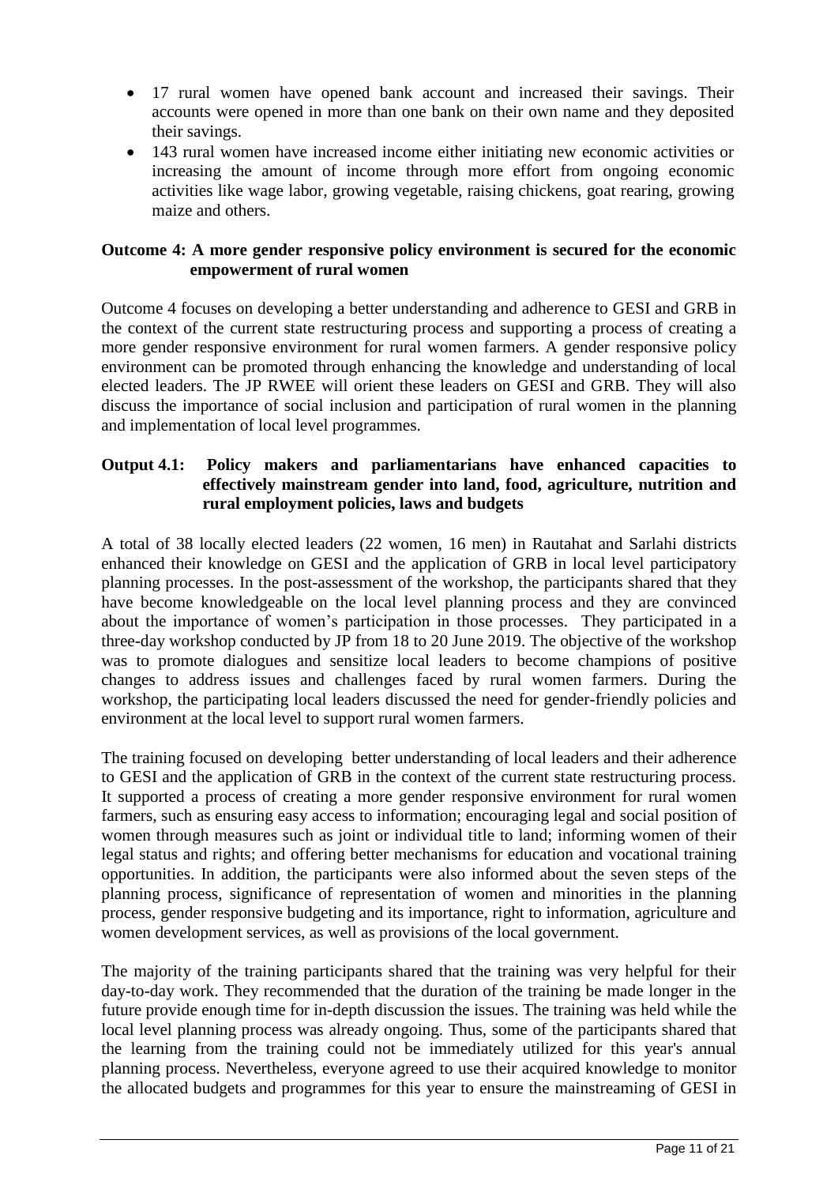- 17 rural women have opened bank account and increased their savings. Their accounts were opened in more than one bank on their own name and they deposited their savings.
- 143 rural women have increased income either initiating new economic activities or increasing the amount of income through more effort from ongoing economic activities like wage labor, growing vegetable, raising chickens, goat rearing, growing maize and others.

**Outcome 4: A more gender responsive policy environment is secured for the economic empowerment of rural women**

Outcome 4 focuses on developing a better understanding and adherence to GESI and GRB in the context of the current state restructuring process and supporting a process of creating a more gender responsive environment for rural women farmers. A gender responsive policy environment can be promoted through enhancing the knowledge and understanding of local elected leaders. The JP RWEE will orient these leaders on GESI and GRB. They will also discuss the importance of social inclusion and participation of rural women in the planning and implementation of local level programmes.

**Output 4.1: Policy makers and parliamentarians have enhanced capacities to effectively mainstream gender into land, food, agriculture, nutrition and rural employment policies, laws and budgets**

A total of 38 locally elected leaders (22 women, 16 men) in Rautahat and Sarlahi districts enhanced their knowledge on GESI and the application of GRB in local level participatory planning processes. In the post-assessment of the workshop, the participants shared that they have become knowledgeable on the local level planning process and they are convinced about the importance of women's participation in those processes. They participated in a three-day workshop conducted by JP from 18 to 20 June 2019. The objective of the workshop was to promote dialogues and sensitize local leaders to become champions of positive changes to address issues and challenges faced by rural women farmers. During the workshop, the participating local leaders discussed the need for gender-friendly policies and environment at the local level to support rural women farmers.

The training focused on developing better understanding of local leaders and their adherence to GESI and the application of GRB in the context of the current state restructuring process. It supported a process of creating a more gender responsive environment for rural women farmers, such as ensuring easy access to information; encouraging legal and social position of women through measures such as joint or individual title to land; informing women of their legal status and rights; and offering better mechanisms for education and vocational training opportunities. In addition, the participants were also informed about the seven steps of the planning process, significance of representation of women and minorities in the planning process, gender responsive budgeting and its importance, right to information, agriculture and women development services, as well as provisions of the local government.

The majority of the training participants shared that the training was very helpful for their day-to-day work. They recommended that the duration of the training be made longer in the future provide enough time for in-depth discussion the issues. The training was held while the local level planning process was already ongoing. Thus, some of the participants shared that the learning from the training could not be immediately utilized for this year's annual planning process. Nevertheless, everyone agreed to use their acquired knowledge to monitor the allocated budgets and programmes for this year to ensure the mainstreaming of GESI in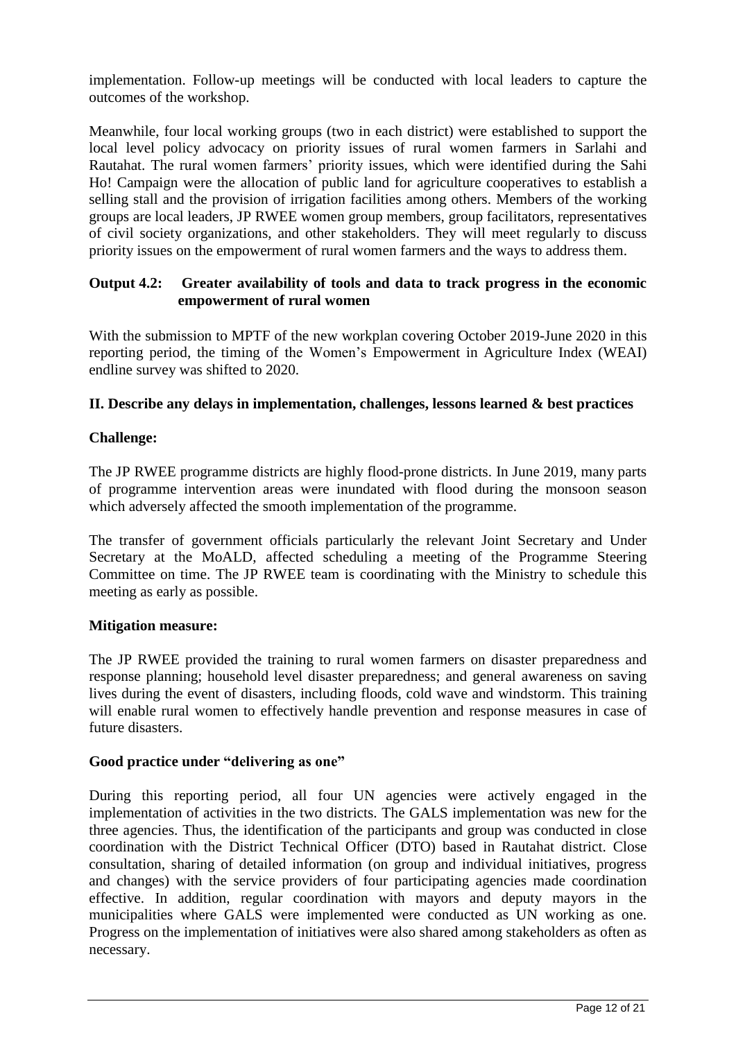implementation. Follow-up meetings will be conducted with local leaders to capture the outcomes of the workshop.

Meanwhile, four local working groups (two in each district) were established to support the local level policy advocacy on priority issues of rural women farmers in Sarlahi and Rautahat. The rural women farmers' priority issues, which were identified during the Sahi Ho! Campaign were the allocation of public land for agriculture cooperatives to establish a selling stall and the provision of irrigation facilities among others. Members of the working groups are local leaders, JP RWEE women group members, group facilitators, representatives of civil society organizations, and other stakeholders. They will meet regularly to discuss priority issues on the empowerment of rural women farmers and the ways to address them.

**Output 4.2: Greater availability of tools and data to track progress in the economic empowerment of rural women**

With the submission to MPTF of the new workplan covering October 2019-June 2020 in this reporting period, the timing of the Women's Empowerment in Agriculture Index (WEAI) endline survey was shifted to 2020.

**II. Describe any delays in implementation, challenges, lessons learned & best practices**

**Challenge:**

The JP RWEE programme districts are highly flood-prone districts. In June 2019, many parts of programme intervention areas were inundated with flood during the monsoon season which adversely affected the smooth implementation of the programme.

The transfer of government officials particularly the relevant Joint Secretary and Under Secretary at the MoALD, affected scheduling a meeting of the Programme Steering Committee on time. The JP RWEE team is coordinating with the Ministry to schedule this meeting as early as possible.

**Mitigation measure:**

The JP RWEE provided the training to rural women farmers on disaster preparedness and response planning; household level disaster preparedness; and general awareness on saving lives during the event of disasters, including floods, cold wave and windstorm. This training will enable rural women to effectively handle prevention and response measures in case of future disasters.

**Good practice under "delivering as one"**

During this reporting period, all four UN agencies were actively engaged in the implementation of activities in the two districts. The GALS implementation was new for the three agencies. Thus, the identification of the participants and group was conducted in close coordination with the District Technical Officer (DTO) based in Rautahat district. Close consultation, sharing of detailed information (on group and individual initiatives, progress and changes) with the service providers of four participating agencies made coordination effective. In addition, regular coordination with mayors and deputy mayors in the municipalities where GALS were implemented were conducted as UN working as one. Progress on the implementation of initiatives were also shared among stakeholders as often as necessary.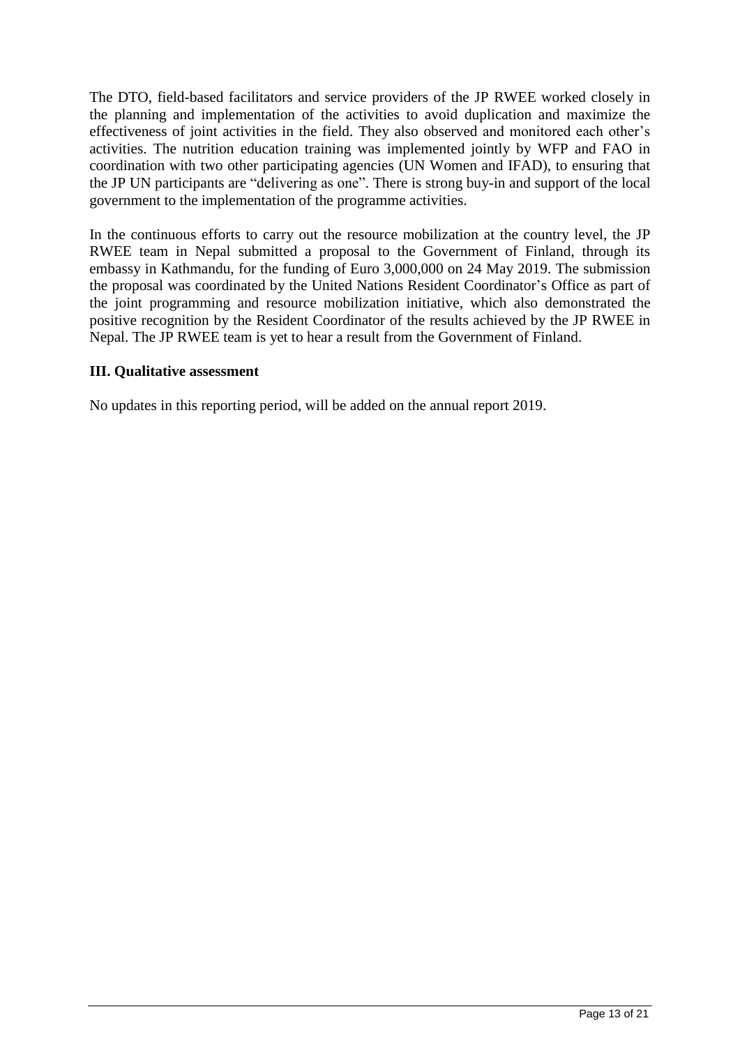The DTO, field-based facilitators and service providers of the JP RWEE worked closely in the planning and implementation of the activities to avoid duplication and maximize the effectiveness of joint activities in the field. They also observed and monitored each other's activities. The nutrition education training was implemented jointly by WFP and FAO in coordination with two other participating agencies (UN Women and IFAD), to ensuring that the JP UN participants are "delivering as one". There is strong buy-in and support of the local government to the implementation of the programme activities.

In the continuous efforts to carry out the resource mobilization at the country level, the JP RWEE team in Nepal submitted a proposal to the Government of Finland, through its embassy in Kathmandu, for the funding of Euro 3,000,000 on 24 May 2019. The submission the proposal was coordinated by the United Nations Resident Coordinator's Office as part of the joint programming and resource mobilization initiative, which also demonstrated the positive recognition by the Resident Coordinator of the results achieved by the JP RWEE in Nepal. The JP RWEE team is yet to hear a result from the Government of Finland.

## III. Qualitative assessment

No updates in this reporting period, will be added on the annual report 2019.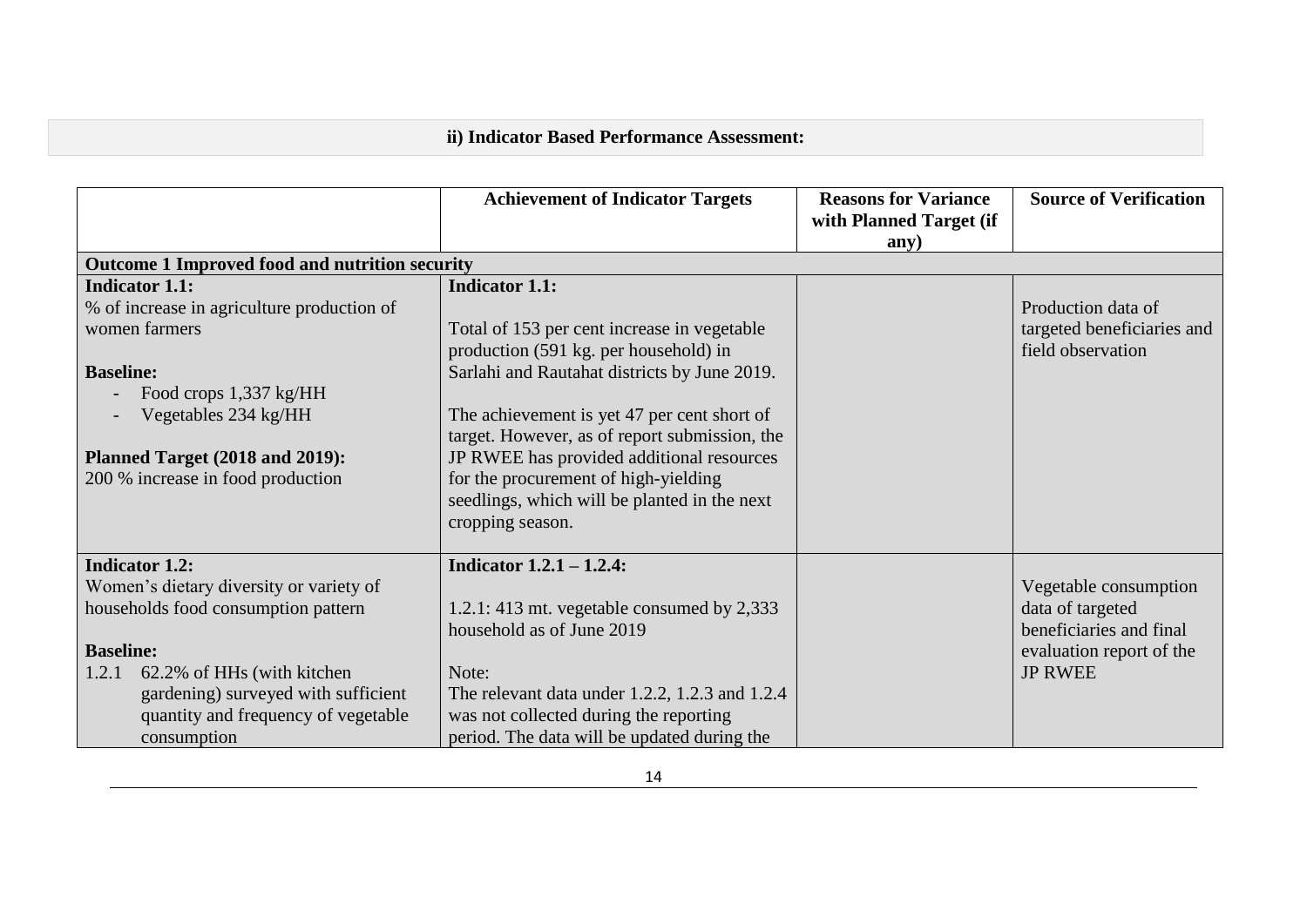**ii) Indicator Based Performance Assessment:**

| | Achievement of Indicator Targets | Reasons for Variance with Planned Target (if any) | Source of Verification |
|---|---|---|---|
| **Outcome 1 Improved food and nutrition security** | | | |
| **Indicator 1.1:**<br>% of increase in agriculture production of women farmers<br><br>**Baseline:**<br>- Food crops 1,337 kg/HH<br>- Vegetables 234 kg/HH<br><br>**Planned Target (2018 and 2019):**<br>200 % increase in food production | **Indicator 1.1:**<br><br>Total of 153 per cent increase in vegetable production (591 kg. per household) in Sarlahi and Rautahat districts by June 2019.<br><br>The achievement is yet 47 per cent short of target. However, as of report submission, the JP RWEE has provided additional resources for the procurement of high-yielding seedlings, which will be planted in the next cropping season. | | Production data of targeted beneficiaries and field observation |
| **Indicator 1.2:**<br>Women's dietary diversity or variety of households food consumption pattern<br><br>**Baseline:**<br>1.2.1 62.2% of HHs (with kitchen gardening) surveyed with sufficient quantity and frequency of vegetable consumption | **Indicator 1.2.1 – 1.2.4:**<br><br>1.2.1: 413 mt. vegetable consumed by 2,333 household as of June 2019<br><br>Note:<br>The relevant data under 1.2.2, 1.2.3 and 1.2.4 was not collected during the reporting period. The data will be updated during the | | Vegetable consumption data of targeted beneficiaries and final evaluation report of the JP RWEE |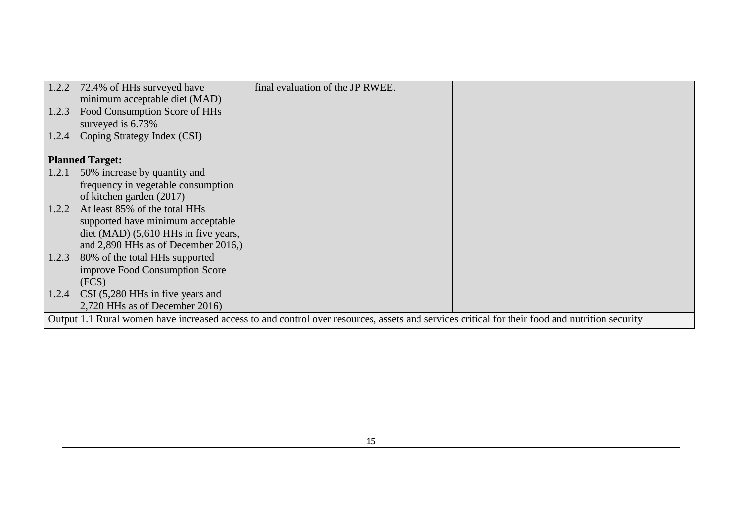| | | | |
|---|---|---|---|
| 1.2.2 72.4% of HHs surveyed have minimum acceptable diet (MAD)<br>1.2.3 Food Consumption Score of HHs surveyed is 6.73%<br>1.2.4 Coping Strategy Index (CSI)<br><br>**Planned Target:**<br>1.2.1 50% increase by quantity and frequency in vegetable consumption of kitchen garden (2017)<br>1.2.2 At least 85% of the total HHs supported have minimum acceptable diet (MAD) (5,610 HHs in five years, and 2,890 HHs as of December 2016,)<br>1.2.3 80% of the total HHs supported improve Food Consumption Score (FCS)<br>1.2.4 CSI (5,280 HHs in five years and 2,720 HHs as of December 2016) | final evaluation of the JP RWEE. | | |
| Output 1.1 Rural women have increased access to and control over resources, assets and services critical for their food and nutrition security | | | |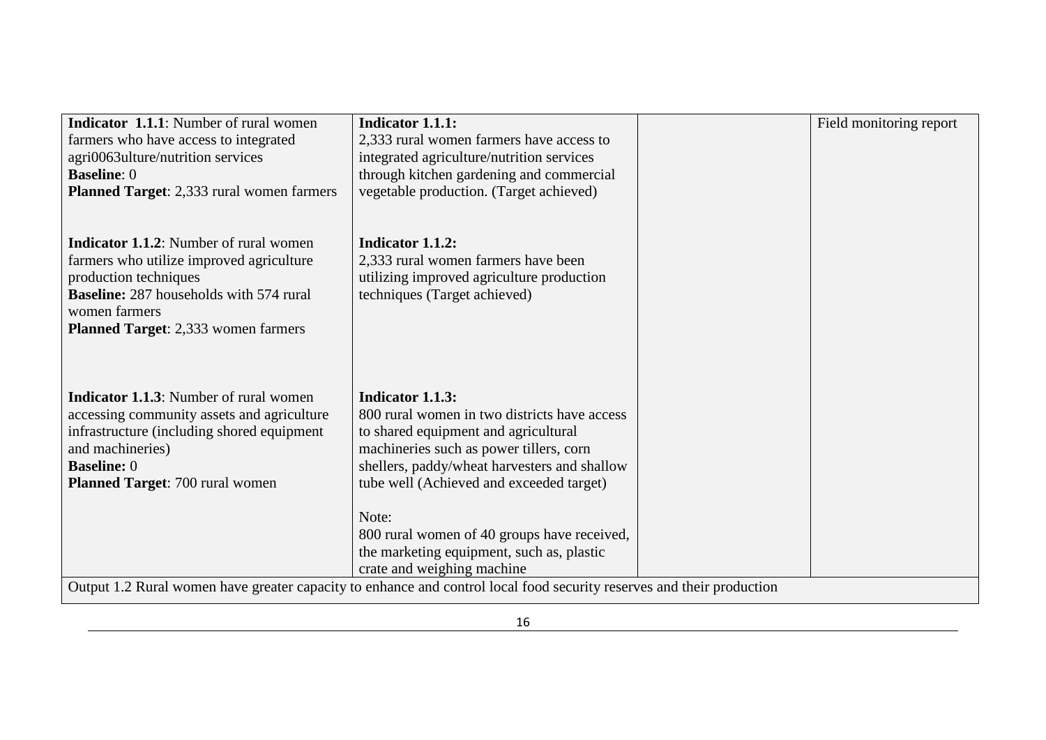| | | | |
|---|---|---|---|
| **Indicator 1.1.1**: Number of rural women farmers who have access to integrated agri0063ulture/nutrition services<br>**Baseline**: 0<br>**Planned Target**: 2,333 rural women farmers | **Indicator 1.1.1:**<br>2,333 rural women farmers have access to integrated agriculture/nutrition services through kitchen gardening and commercial vegetable production. (Target achieved) | | Field monitoring report |
| **Indicator 1.1.2**: Number of rural women farmers who utilize improved agriculture production techniques<br>**Baseline:** 287 households with 574 rural women farmers<br>**Planned Target**: 2,333 women farmers | **Indicator 1.1.2:**<br>2,333 rural women farmers have been utilizing improved agriculture production techniques (Target achieved) | | |
| **Indicator 1.1.3**: Number of rural women accessing community assets and agriculture infrastructure (including shored equipment and machineries)<br>**Baseline:** 0<br>**Planned Target**: 700 rural women | **Indicator 1.1.3:**<br>800 rural women in two districts have access to shared equipment and agricultural machineries such as power tillers, corn shellers, paddy/wheat harvesters and shallow tube well (Achieved and exceeded target)<br><br>Note:<br>800 rural women of 40 groups have received, the marketing equipment, such as, plastic crate and weighing machine | | |
| Output 1.2 Rural women have greater capacity to enhance and control local food security reserves and their production | | | |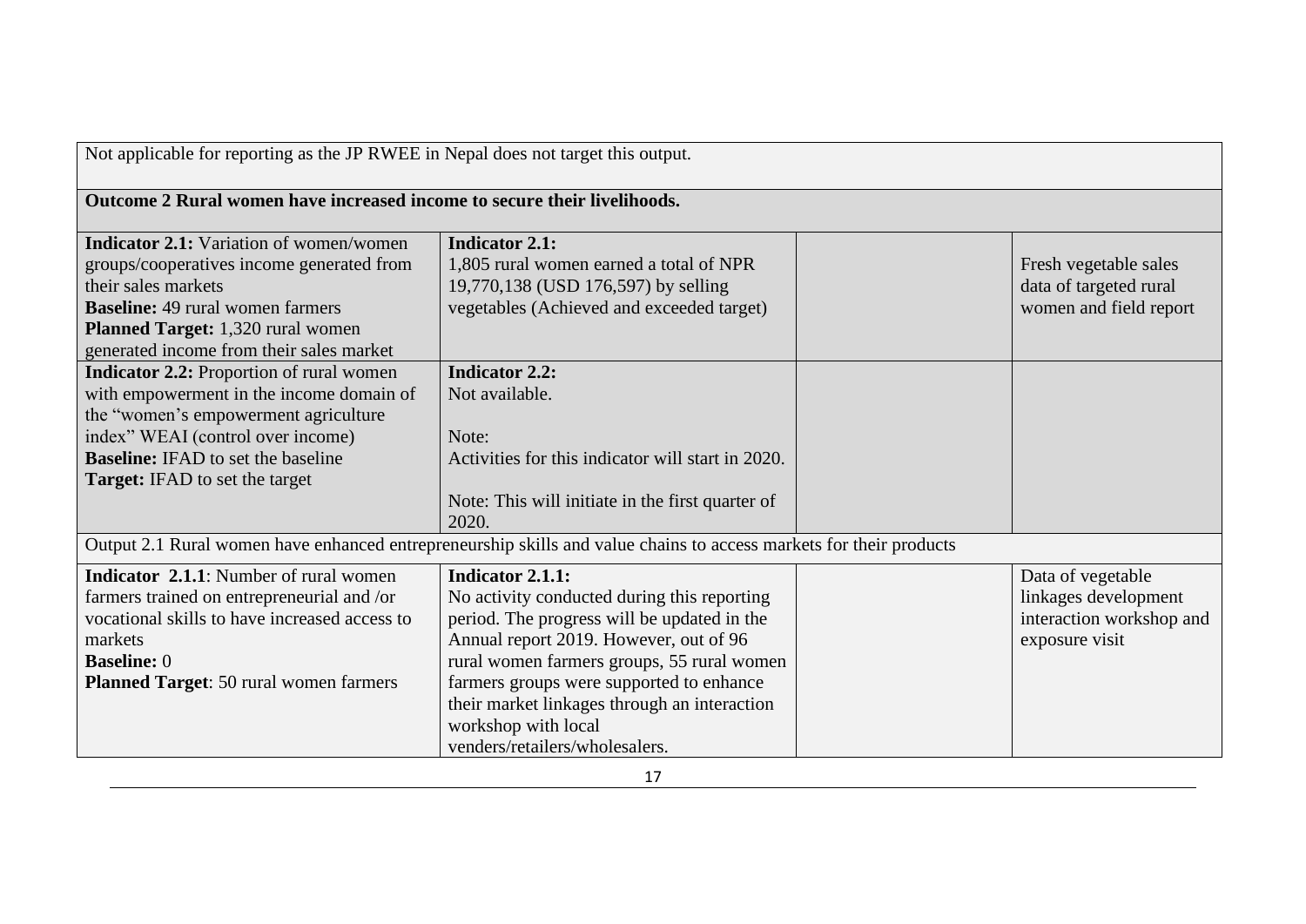| | | | |
|---|---|---|---|
| Not applicable for reporting as the JP RWEE in Nepal does not target this output. | | | |
| **Outcome 2 Rural women have increased income to secure their livelihoods.** | | | |
| **Indicator 2.1:** Variation of women/women groups/cooperatives income generated from their sales markets<br>**Baseline:** 49 rural women farmers<br>**Planned Target:** 1,320 rural women generated income from their sales market | **Indicator 2.1:**<br>1,805 rural women earned a total of NPR 19,770,138 (USD 176,597) by selling vegetables (Achieved and exceeded target) | | Fresh vegetable sales data of targeted rural women and field report |
| **Indicator 2.2:** Proportion of rural women with empowerment in the income domain of the "women's empowerment agriculture index" WEAI (control over income)<br>**Baseline:** IFAD to set the baseline<br>**Target:** IFAD to set the target | **Indicator 2.2:**<br>Not available.<br><br>Note:<br>Activities for this indicator will start in 2020.<br><br>Note: This will initiate in the first quarter of 2020. | | |
| Output 2.1 Rural women have enhanced entrepreneurship skills and value chains to access markets for their products | | | |
| **Indicator 2.1.1**: Number of rural women farmers trained on entrepreneurial and /or vocational skills to have increased access to markets<br>**Baseline:** 0<br>**Planned Target**: 50 rural women farmers | **Indicator 2.1.1:**<br>No activity conducted during this reporting period. The progress will be updated in the Annual report 2019. However, out of 96 rural women farmers groups, 55 rural women farmers groups were supported to enhance their market linkages through an interaction workshop with local venders/retailers/wholesalers. | | Data of vegetable linkages development interaction workshop and exposure visit |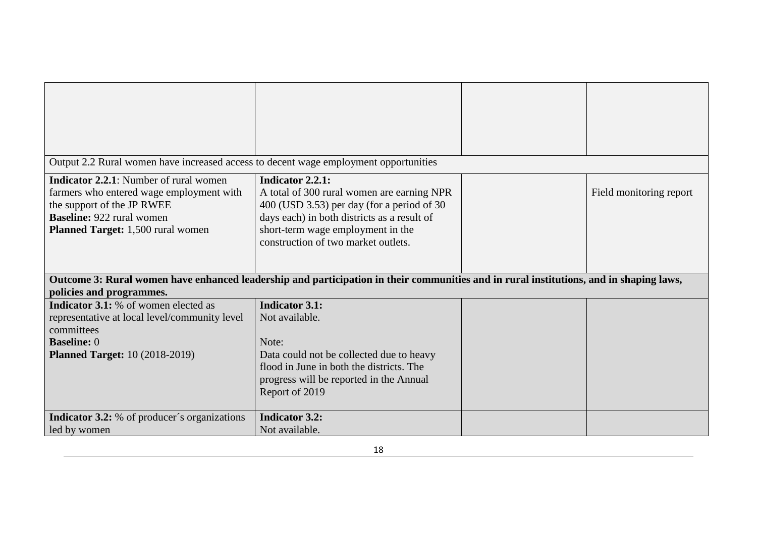| | | | |
|---|---|---|---|
| | | | |
| Output 2.2 Rural women have increased access to decent wage employment opportunities | | | |
| **Indicator 2.2.1**: Number of rural women farmers who entered wage employment with the support of the JP RWEE<br>**Baseline:** 922 rural women<br>**Planned Target:** 1,500 rural women | **Indicator 2.2.1:**<br>A total of 300 rural women are earning NPR 400 (USD 3.53) per day (for a period of 30 days each) in both districts as a result of short-term wage employment in the construction of two market outlets. | | Field monitoring report |
| **Outcome 3: Rural women have enhanced leadership and participation in their communities and in rural institutions, and in shaping laws, policies and programmes.** | | | |
| **Indicator 3.1:** % of women elected as representative at local level/community level committees<br>**Baseline:** 0<br>**Planned Target:** 10 (2018-2019) | **Indicator 3.1:**<br>Not available.<br><br>Note:<br>Data could not be collected due to heavy flood in June in both the districts. The progress will be reported in the Annual Report of 2019 | | |
| **Indicator 3.2:** % of producer´s organizations led by women | **Indicator 3.2:**<br>Not available. | | |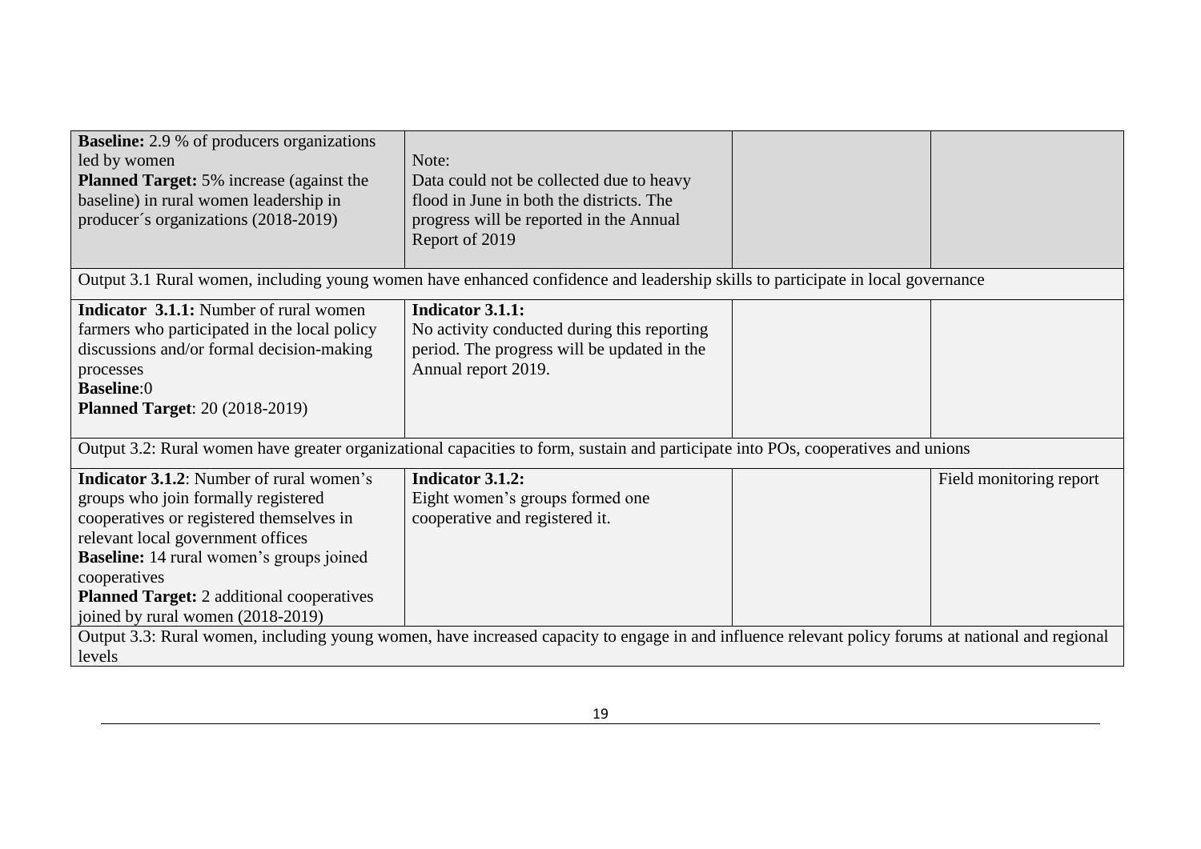| | | | |
|---|---|---|---|
| **Baseline:** 2.9 % of producers organizations led by women<br>**Planned Target:** 5% increase (against the baseline) in rural women leadership in producer´s organizations (2018-2019) | Note:<br>Data could not be collected due to heavy flood in June in both the districts. The progress will be reported in the Annual Report of 2019 | | |
| Output 3.1 Rural women, including young women have enhanced confidence and leadership skills to participate in local governance | | | |
| **Indicator 3.1.1:** Number of rural women farmers who participated in the local policy discussions and/or formal decision-making processes<br>**Baseline**:0<br>**Planned Target**: 20 (2018-2019) | **Indicator 3.1.1:**<br>No activity conducted during this reporting period. The progress will be updated in the Annual report 2019. | | |
| Output 3.2: Rural women have greater organizational capacities to form, sustain and participate into POs, cooperatives and unions | | | |
| **Indicator 3.1.2**: Number of rural women's groups who join formally registered cooperatives or registered themselves in relevant local government offices<br>**Baseline:** 14 rural women's groups joined cooperatives<br>**Planned Target:** 2 additional cooperatives joined by rural women (2018-2019) | **Indicator 3.1.2:**<br>Eight women's groups formed one cooperative and registered it. | | Field monitoring report |
| Output 3.3: Rural women, including young women, have increased capacity to engage in and influence relevant policy forums at national and regional levels | | | |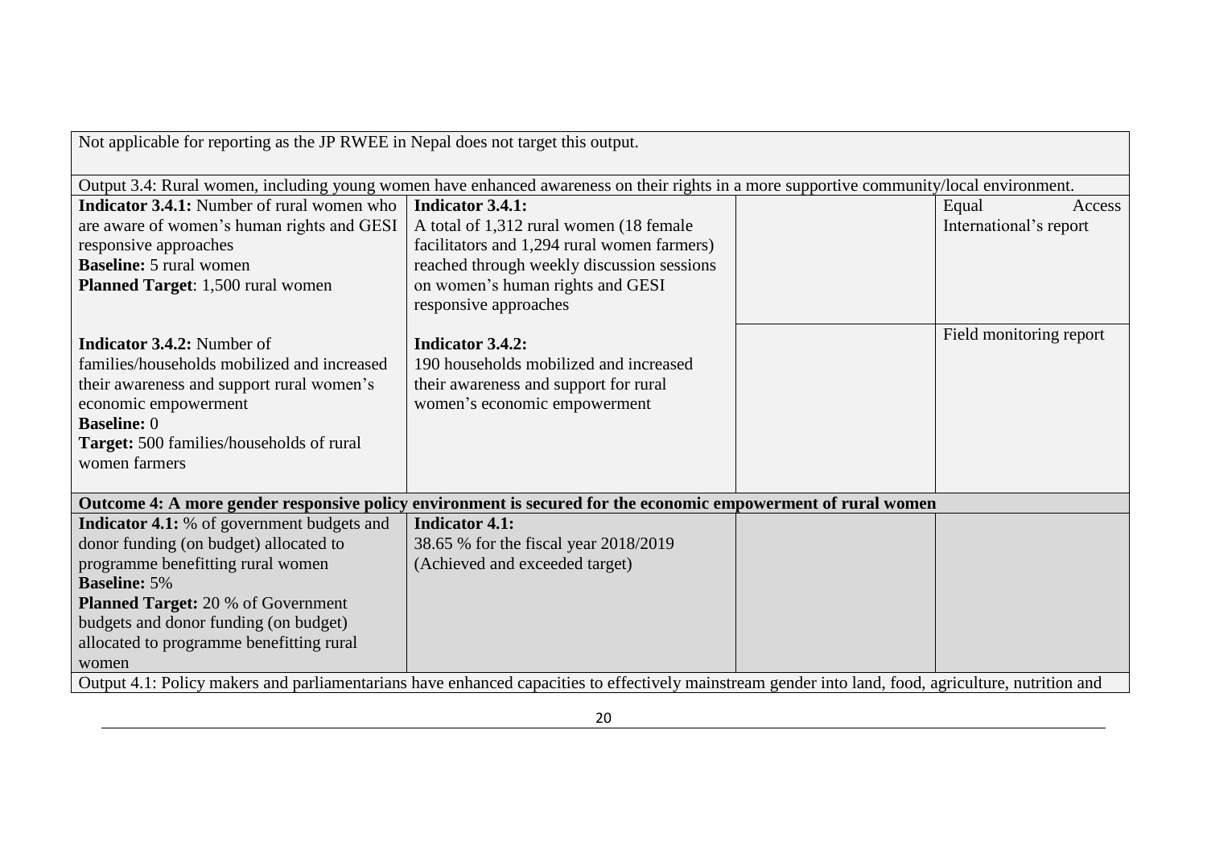| | | | |
|---|---|---|---|
| Not applicable for reporting as the JP RWEE in Nepal does not target this output. | | | |
| Output 3.4: Rural women, including young women have enhanced awareness on their rights in a more supportive community/local environment. | | | |
| **Indicator 3.4.1:** Number of rural women who are aware of women's human rights and GESI responsive approaches<br>**Baseline:** 5 rural women<br>**Planned Target**: 1,500 rural women | **Indicator 3.4.1:**<br>A total of 1,312 rural women (18 female facilitators and 1,294 rural women farmers) reached through weekly discussion sessions on women's human rights and GESI responsive approaches | | Equal Access International's report |
| **Indicator 3.4.2:** Number of families/households mobilized and increased their awareness and support rural women's economic empowerment<br>**Baseline:** 0<br>**Target:** 500 families/households of rural women farmers | **Indicator 3.4.2:**<br>190 households mobilized and increased their awareness and support for rural women's economic empowerment | | Field monitoring report |
| **Outcome 4: A more gender responsive policy environment is secured for the economic empowerment of rural women** | | | |
| **Indicator 4.1:** % of government budgets and donor funding (on budget) allocated to programme benefitting rural women<br>**Baseline:** 5%<br>**Planned Target:** 20 % of Government budgets and donor funding (on budget) allocated to programme benefitting rural women | **Indicator 4.1:**<br>38.65 % for the fiscal year 2018/2019<br>(Achieved and exceeded target) | | |
| Output 4.1: Policy makers and parliamentarians have enhanced capacities to effectively mainstream gender into land, food, agriculture, nutrition and | | | |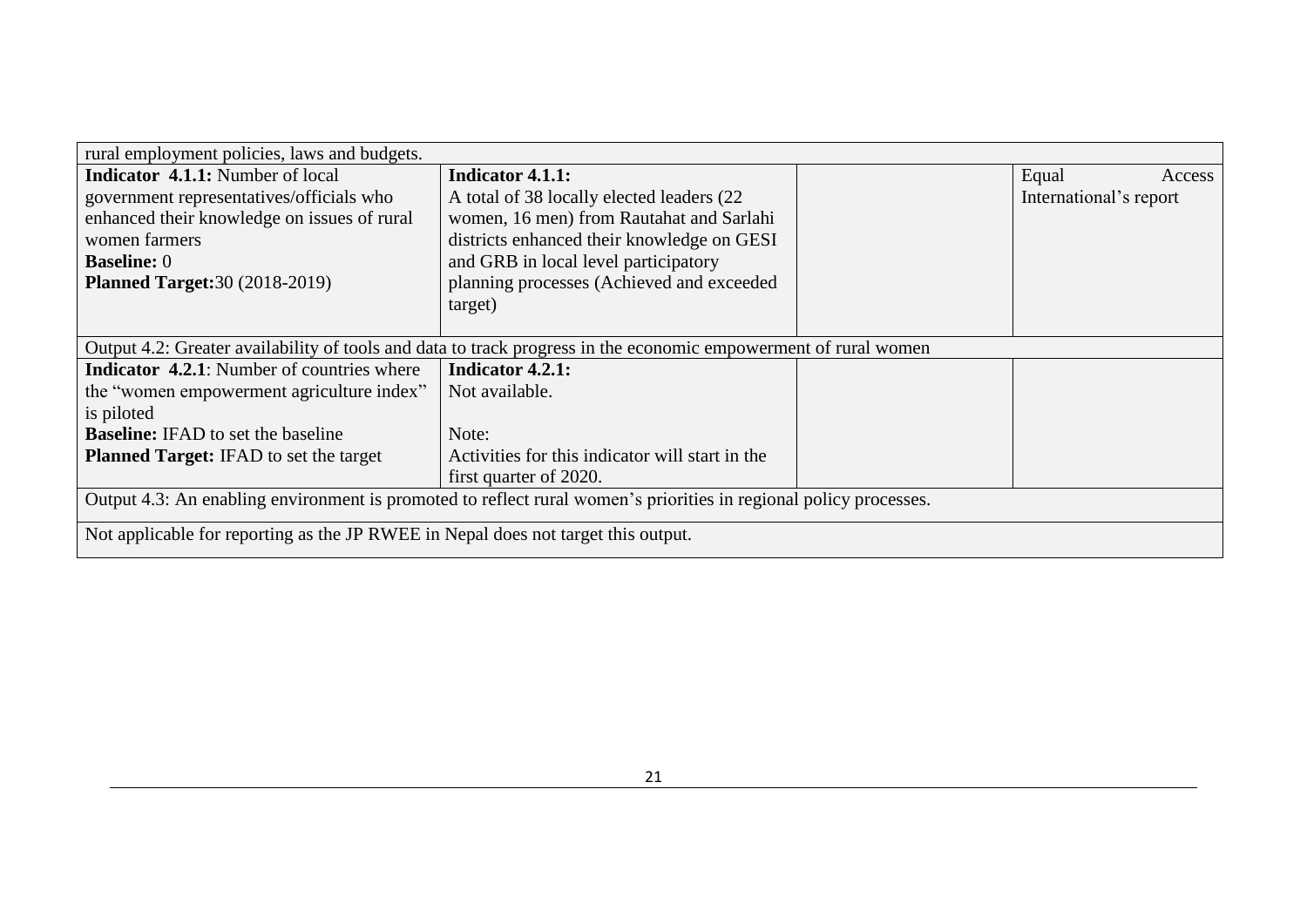| | | | |
|---|---|---|---|
| rural employment policies, laws and budgets. | | | |
| **Indicator 4.1.1:** Number of local government representatives/officials who enhanced their knowledge on issues of rural women farmers<br>**Baseline:** 0<br>**Planned Target:**30 (2018-2019) | **Indicator 4.1.1:**<br>A total of 38 locally elected leaders (22 women, 16 men) from Rautahat and Sarlahi districts enhanced their knowledge on GESI and GRB in local level participatory planning processes (Achieved and exceeded target) | | Equal Access International's report |
| Output 4.2: Greater availability of tools and data to track progress in the economic empowerment of rural women | | | |
| **Indicator 4.2.1**: Number of countries where the "women empowerment agriculture index" is piloted<br>**Baseline:** IFAD to set the baseline<br>**Planned Target:** IFAD to set the target | **Indicator 4.2.1:**<br>Not available.<br><br>Note:<br>Activities for this indicator will start in the first quarter of 2020. | | |
| Output 4.3: An enabling environment is promoted to reflect rural women's priorities in regional policy processes. | | | |
| Not applicable for reporting as the JP RWEE in Nepal does not target this output. | | | |